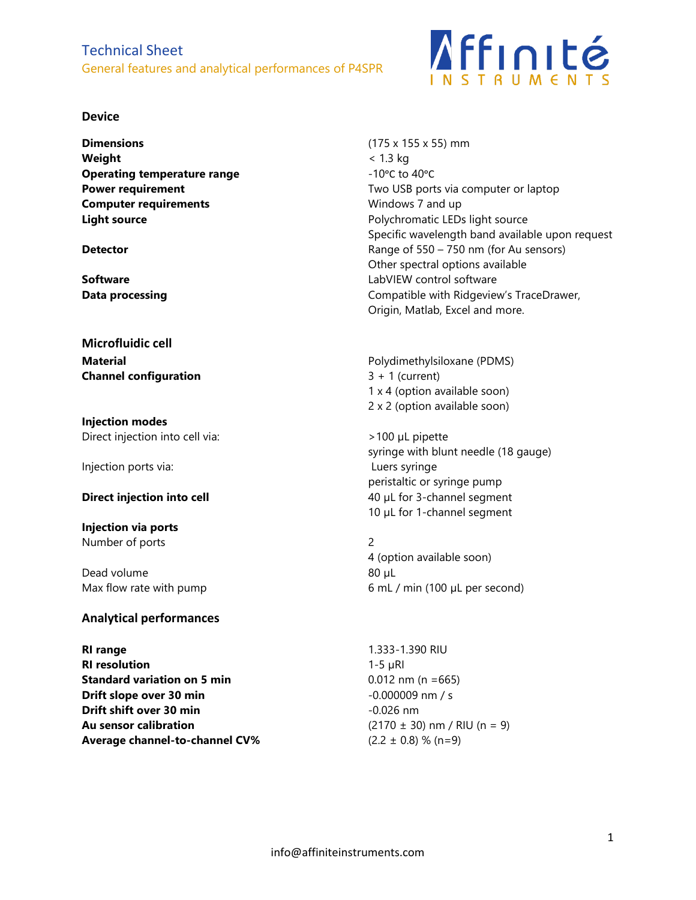# Technical Sheet

## General features and analytical performances of P4SPR

Affinité INSTRUMENTS

### Device

| | |
|---|---|
| **Dimensions** | (175 x 155 x 55) mm |
| **Weight** | < 1.3 kg |
| **Operating temperature range** | -10°C to 40°C |
| **Power requirement** | Two USB ports via computer or laptop |
| **Computer requirements** | Windows 7 and up |
| **Light source** | Polychromatic LEDs light source<br>Specific wavelength band available upon request |
| **Detector** | Range of 550 – 750 nm (for Au sensors)<br>Other spectral options available |
| **Software** | LabVIEW control software |
| **Data processing** | Compatible with Ridgeview's TraceDrawer, Origin, Matlab, Excel and more. |

### Microfluidic cell

| | |
|---|---|
| **Material** | Polydimethylsiloxane (PDMS) |
| **Channel configuration** | 3 + 1 (current)<br>1 x 4 (option available soon)<br>2 x 2 (option available soon) |
| **Injection modes** | |
| Direct injection into cell via: | >100 μL pipette<br>syringe with blunt needle (18 gauge) |
| Injection ports via: | Luers syringe<br>peristaltic or syringe pump |
| **Direct injection into cell** | 40 μL for 3-channel segment<br>10 μL for 1-channel segment |
| **Injection via ports** | |
| Number of ports | 2<br>4 (option available soon) |
| Dead volume | 80 μL |
| Max flow rate with pump | 6 mL / min (100 μL per second) |

### Analytical performances

| | |
|---|---|
| **RI range** | 1.333-1.390 RIU |
| **RI resolution** | 1-5 μRI |
| **Standard variation on 5 min** | 0.012 nm (n =665) |
| **Drift slope over 30 min** | -0.000009 nm / s |
| **Drift shift over 30 min** | -0.026 nm |
| **Au sensor calibration** | (2170 ± 30) nm / RIU (n = 9) |
| **Average channel-to-channel CV%** | (2.2 ± 0.8) % (n=9) |

info@affiniteinstruments.com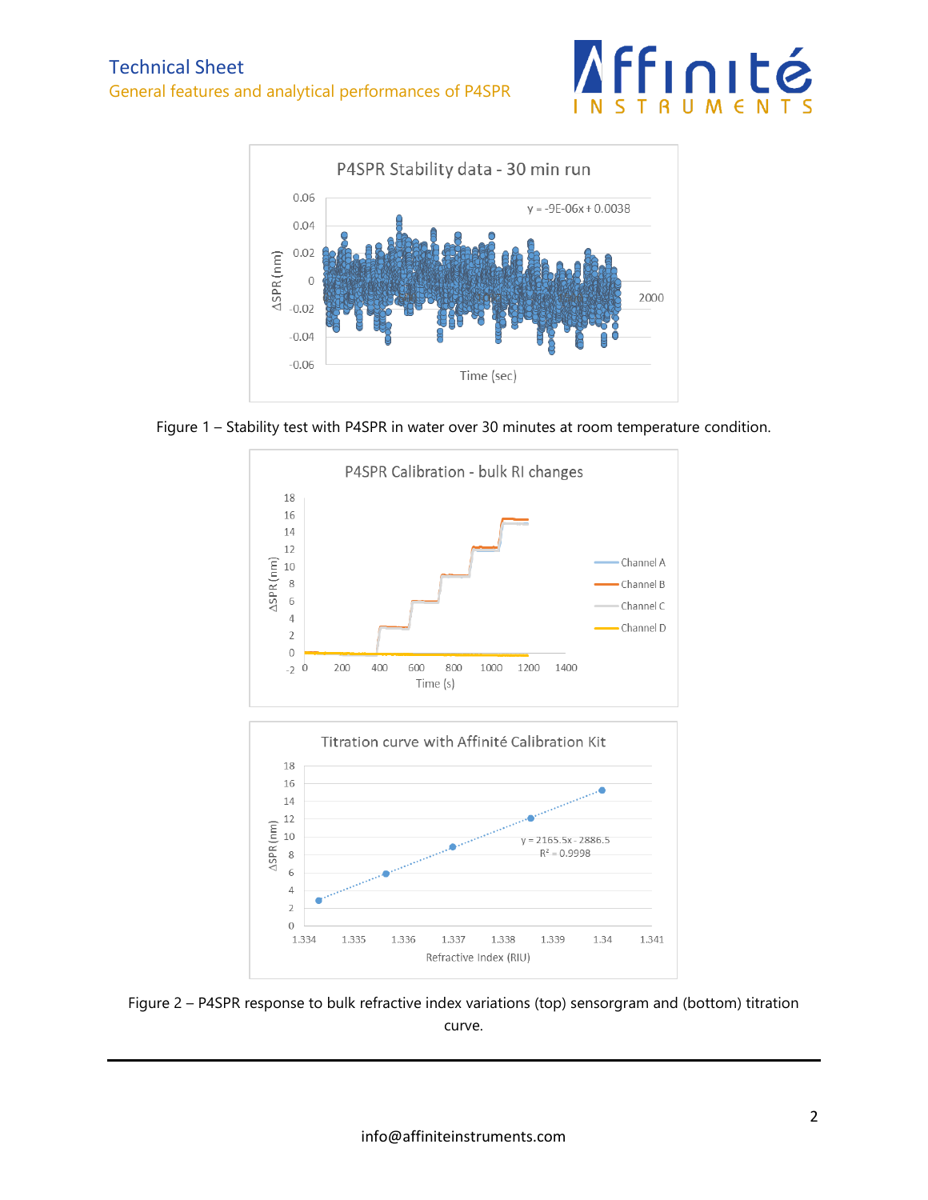P4SPR Stability data - 30 min run

y = -9E-06x + 0.0038

0.06
0.04
0.02
0
-0.02
-0.04
-0.06

ΔSPR (nm)

2000

Time (sec)

Figure 1 – Stability test with P4SPR in water over 30 minutes at room temperature condition.

P4SPR Calibration - bulk RI changes

18
16
14
12
10
8
6
4
2
0
-2

ΔSPR (nm)

0 200 400 600 800 1000 1200 1400

Time (s)

Channel A
Channel B
Channel C
Channel D

Titration curve with Affinité Calibration Kit

18
16
14
12
10
8
6
4
2
0

ΔSPR (nm)

y = 2165.5x - 2886.5
$R^2 = 0.9998$

1.334 1.335 1.336 1.337 1.338 1.339 1.34 1.341

Refractive Index (RIU)

Figure 2 – P4SPR response to bulk refractive index variations (top) sensorgram and (bottom) titration curve.

info@affiniteinstruments.com